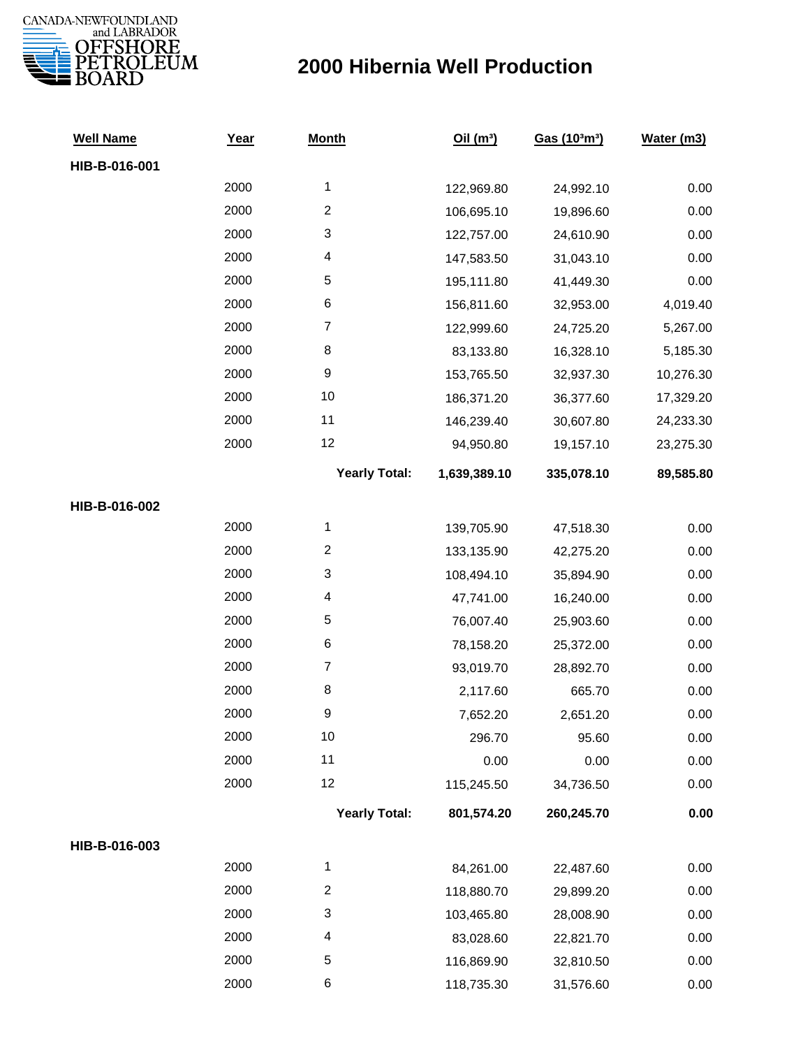CANADA-NEWFOUNDLAND and LABRADOR OFFSHORE PETROLEUM BOARD

# 2000 Hibernia Well Production

| Well Name | Year | Month | Oil (m³) | Gas (10³m³) | Water (m3) |
|---|---|---|---|---|---|
| **HIB-B-016-001** | | | | | |
| | 2000 | 1 | 122,969.80 | 24,992.10 | 0.00 |
| | 2000 | 2 | 106,695.10 | 19,896.60 | 0.00 |
| | 2000 | 3 | 122,757.00 | 24,610.90 | 0.00 |
| | 2000 | 4 | 147,583.50 | 31,043.10 | 0.00 |
| | 2000 | 5 | 195,111.80 | 41,449.30 | 0.00 |
| | 2000 | 6 | 156,811.60 | 32,953.00 | 4,019.40 |
| | 2000 | 7 | 122,999.60 | 24,725.20 | 5,267.00 |
| | 2000 | 8 | 83,133.80 | 16,328.10 | 5,185.30 |
| | 2000 | 9 | 153,765.50 | 32,937.30 | 10,276.30 |
| | 2000 | 10 | 186,371.20 | 36,377.60 | 17,329.20 |
| | 2000 | 11 | 146,239.40 | 30,607.80 | 24,233.30 |
| | 2000 | 12 | 94,950.80 | 19,157.10 | 23,275.30 |
| | | **Yearly Total:** | **1,639,389.10** | **335,078.10** | **89,585.80** |
| **HIB-B-016-002** | | | | | |
| | 2000 | 1 | 139,705.90 | 47,518.30 | 0.00 |
| | 2000 | 2 | 133,135.90 | 42,275.20 | 0.00 |
| | 2000 | 3 | 108,494.10 | 35,894.90 | 0.00 |
| | 2000 | 4 | 47,741.00 | 16,240.00 | 0.00 |
| | 2000 | 5 | 76,007.40 | 25,903.60 | 0.00 |
| | 2000 | 6 | 78,158.20 | 25,372.00 | 0.00 |
| | 2000 | 7 | 93,019.70 | 28,892.70 | 0.00 |
| | 2000 | 8 | 2,117.60 | 665.70 | 0.00 |
| | 2000 | 9 | 7,652.20 | 2,651.20 | 0.00 |
| | 2000 | 10 | 296.70 | 95.60 | 0.00 |
| | 2000 | 11 | 0.00 | 0.00 | 0.00 |
| | 2000 | 12 | 115,245.50 | 34,736.50 | 0.00 |
| | | **Yearly Total:** | **801,574.20** | **260,245.70** | **0.00** |
| **HIB-B-016-003** | | | | | |
| | 2000 | 1 | 84,261.00 | 22,487.60 | 0.00 |
| | 2000 | 2 | 118,880.70 | 29,899.20 | 0.00 |
| | 2000 | 3 | 103,465.80 | 28,008.90 | 0.00 |
| | 2000 | 4 | 83,028.60 | 22,821.70 | 0.00 |
| | 2000 | 5 | 116,869.90 | 32,810.50 | 0.00 |
| | 2000 | 6 | 118,735.30 | 31,576.60 | 0.00 |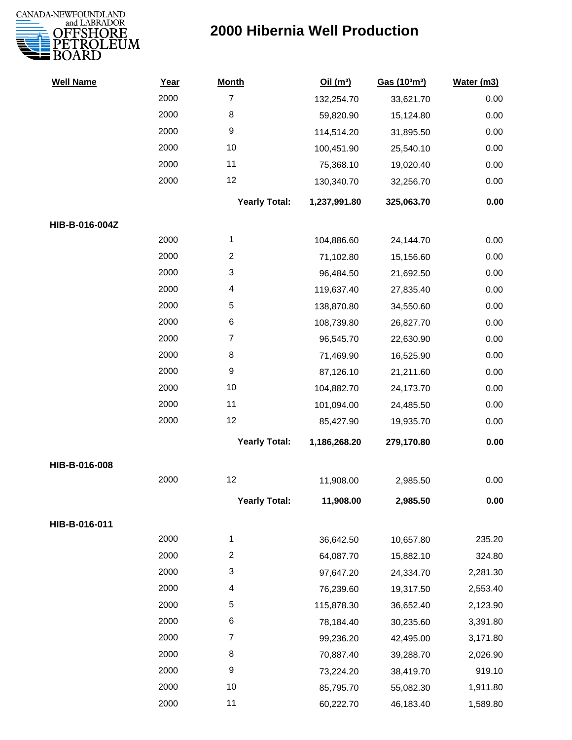# 2000 Hibernia Well Production

| Well Name | Year | Month | Oil (m³) | Gas (10³m³) | Water (m3) |
|---|---|---|---|---|---|
| | 2000 | 7 | 132,254.70 | 33,621.70 | 0.00 |
| | 2000 | 8 | 59,820.90 | 15,124.80 | 0.00 |
| | 2000 | 9 | 114,514.20 | 31,895.50 | 0.00 |
| | 2000 | 10 | 100,451.90 | 25,540.10 | 0.00 |
| | 2000 | 11 | 75,368.10 | 19,020.40 | 0.00 |
| | 2000 | 12 | 130,340.70 | 32,256.70 | 0.00 |
| | | **Yearly Total:** | **1,237,991.80** | **325,063.70** | **0.00** |
| **HIB-B-016-004Z** | | | | | |
| | 2000 | 1 | 104,886.60 | 24,144.70 | 0.00 |
| | 2000 | 2 | 71,102.80 | 15,156.60 | 0.00 |
| | 2000 | 3 | 96,484.50 | 21,692.50 | 0.00 |
| | 2000 | 4 | 119,637.40 | 27,835.40 | 0.00 |
| | 2000 | 5 | 138,870.80 | 34,550.60 | 0.00 |
| | 2000 | 6 | 108,739.80 | 26,827.70 | 0.00 |
| | 2000 | 7 | 96,545.70 | 22,630.90 | 0.00 |
| | 2000 | 8 | 71,469.90 | 16,525.90 | 0.00 |
| | 2000 | 9 | 87,126.10 | 21,211.60 | 0.00 |
| | 2000 | 10 | 104,882.70 | 24,173.70 | 0.00 |
| | 2000 | 11 | 101,094.00 | 24,485.50 | 0.00 |
| | 2000 | 12 | 85,427.90 | 19,935.70 | 0.00 |
| | | **Yearly Total:** | **1,186,268.20** | **279,170.80** | **0.00** |
| **HIB-B-016-008** | | | | | |
| | 2000 | 12 | 11,908.00 | 2,985.50 | 0.00 |
| | | **Yearly Total:** | **11,908.00** | **2,985.50** | **0.00** |
| **HIB-B-016-011** | | | | | |
| | 2000 | 1 | 36,642.50 | 10,657.80 | 235.20 |
| | 2000 | 2 | 64,087.70 | 15,882.10 | 324.80 |
| | 2000 | 3 | 97,647.20 | 24,334.70 | 2,281.30 |
| | 2000 | 4 | 76,239.60 | 19,317.50 | 2,553.40 |
| | 2000 | 5 | 115,878.30 | 36,652.40 | 2,123.90 |
| | 2000 | 6 | 78,184.40 | 30,235.60 | 3,391.80 |
| | 2000 | 7 | 99,236.20 | 42,495.00 | 3,171.80 |
| | 2000 | 8 | 70,887.40 | 39,288.70 | 2,026.90 |
| | 2000 | 9 | 73,224.20 | 38,419.70 | 919.10 |
| | 2000 | 10 | 85,795.70 | 55,082.30 | 1,911.80 |
| | 2000 | 11 | 60,222.70 | 46,183.40 | 1,589.80 |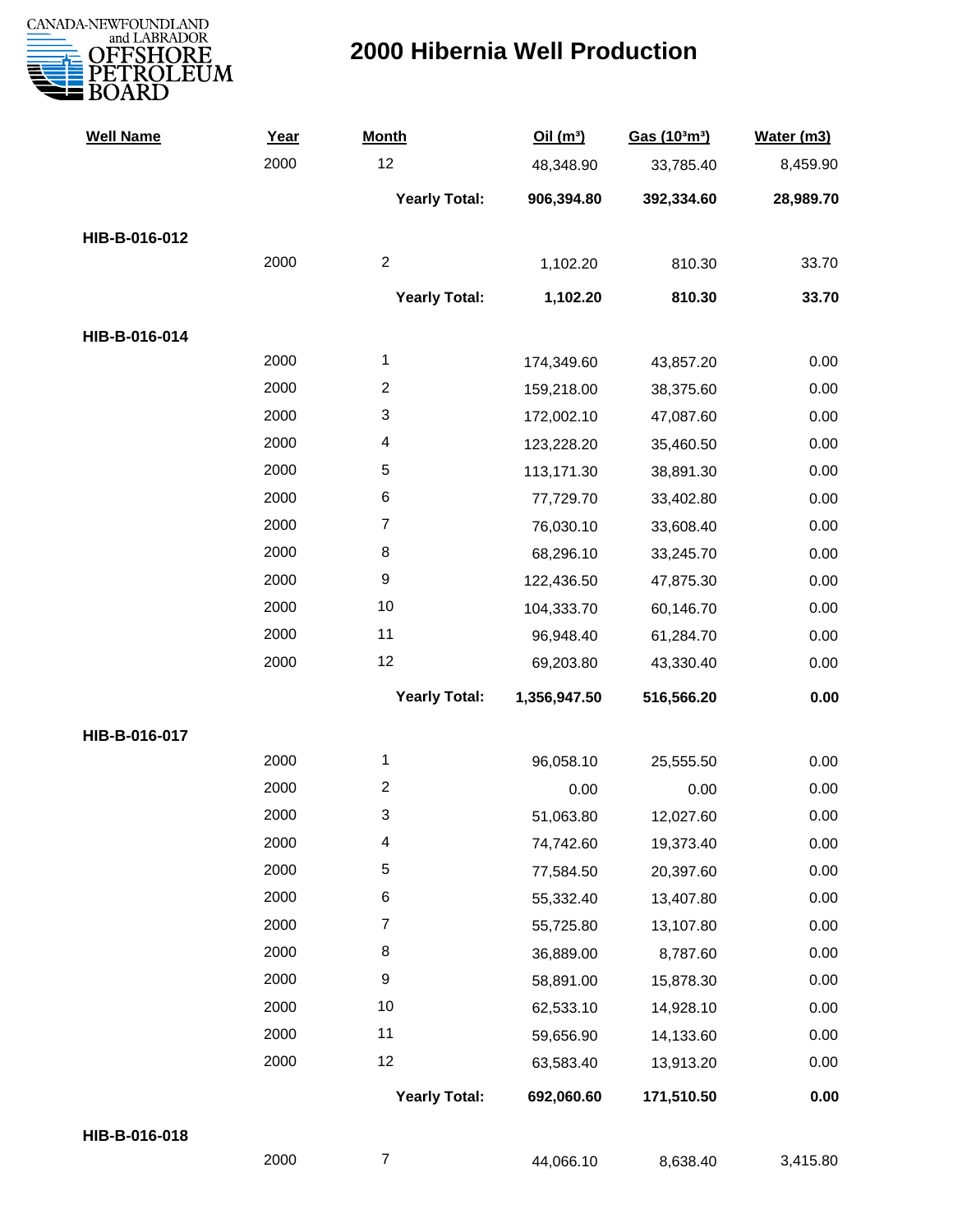# 2000 Hibernia Well Production

| Well Name | Year | Month | Oil (m³) | Gas (10³m³) | Water (m3) |
|---|---|---|---|---|---|
| | 2000 | 12 | 48,348.90 | 33,785.40 | 8,459.90 |
| | | **Yearly Total:** | **906,394.80** | **392,334.60** | **28,989.70** |
| **HIB-B-016-012** | | | | | |
| | 2000 | 2 | 1,102.20 | 810.30 | 33.70 |
| | | **Yearly Total:** | **1,102.20** | **810.30** | **33.70** |
| **HIB-B-016-014** | | | | | |
| | 2000 | 1 | 174,349.60 | 43,857.20 | 0.00 |
| | 2000 | 2 | 159,218.00 | 38,375.60 | 0.00 |
| | 2000 | 3 | 172,002.10 | 47,087.60 | 0.00 |
| | 2000 | 4 | 123,228.20 | 35,460.50 | 0.00 |
| | 2000 | 5 | 113,171.30 | 38,891.30 | 0.00 |
| | 2000 | 6 | 77,729.70 | 33,402.80 | 0.00 |
| | 2000 | 7 | 76,030.10 | 33,608.40 | 0.00 |
| | 2000 | 8 | 68,296.10 | 33,245.70 | 0.00 |
| | 2000 | 9 | 122,436.50 | 47,875.30 | 0.00 |
| | 2000 | 10 | 104,333.70 | 60,146.70 | 0.00 |
| | 2000 | 11 | 96,948.40 | 61,284.70 | 0.00 |
| | 2000 | 12 | 69,203.80 | 43,330.40 | 0.00 |
| | | **Yearly Total:** | **1,356,947.50** | **516,566.20** | **0.00** |
| **HIB-B-016-017** | | | | | |
| | 2000 | 1 | 96,058.10 | 25,555.50 | 0.00 |
| | 2000 | 2 | 0.00 | 0.00 | 0.00 |
| | 2000 | 3 | 51,063.80 | 12,027.60 | 0.00 |
| | 2000 | 4 | 74,742.60 | 19,373.40 | 0.00 |
| | 2000 | 5 | 77,584.50 | 20,397.60 | 0.00 |
| | 2000 | 6 | 55,332.40 | 13,407.80 | 0.00 |
| | 2000 | 7 | 55,725.80 | 13,107.80 | 0.00 |
| | 2000 | 8 | 36,889.00 | 8,787.60 | 0.00 |
| | 2000 | 9 | 58,891.00 | 15,878.30 | 0.00 |
| | 2000 | 10 | 62,533.10 | 14,928.10 | 0.00 |
| | 2000 | 11 | 59,656.90 | 14,133.60 | 0.00 |
| | 2000 | 12 | 63,583.40 | 13,913.20 | 0.00 |
| | | **Yearly Total:** | **692,060.60** | **171,510.50** | **0.00** |
| **HIB-B-016-018** | | | | | |
| | 2000 | 7 | 44,066.10 | 8,638.40 | 3,415.80 |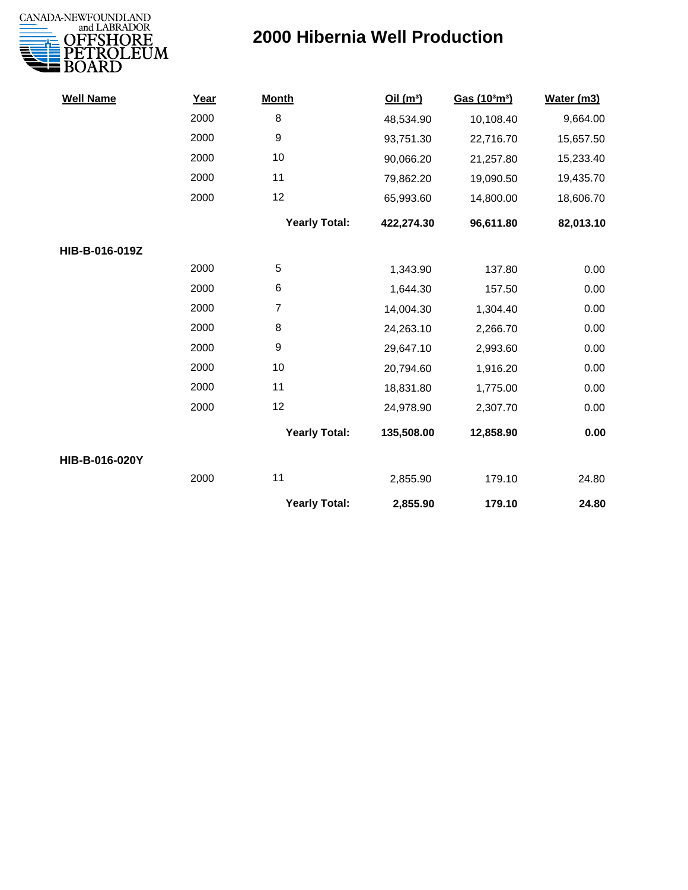# 2000 Hibernia Well Production

| Well Name | Year | Month | Oil ($m^3$) | Gas ($10^3m^3$) | Water (m3) |
|---|---|---|---|---|---|
| | 2000 | 8 | 48,534.90 | 10,108.40 | 9,664.00 |
| | 2000 | 9 | 93,751.30 | 22,716.70 | 15,657.50 |
| | 2000 | 10 | 90,066.20 | 21,257.80 | 15,233.40 |
| | 2000 | 11 | 79,862.20 | 19,090.50 | 19,435.70 |
| | 2000 | 12 | 65,993.60 | 14,800.00 | 18,606.70 |
| | | **Yearly Total:** | **422,274.30** | **96,611.80** | **82,013.10** |
| **HIB-B-016-019Z** | | | | | |
| | 2000 | 5 | 1,343.90 | 137.80 | 0.00 |
| | 2000 | 6 | 1,644.30 | 157.50 | 0.00 |
| | 2000 | 7 | 14,004.30 | 1,304.40 | 0.00 |
| | 2000 | 8 | 24,263.10 | 2,266.70 | 0.00 |
| | 2000 | 9 | 29,647.10 | 2,993.60 | 0.00 |
| | 2000 | 10 | 20,794.60 | 1,916.20 | 0.00 |
| | 2000 | 11 | 18,831.80 | 1,775.00 | 0.00 |
| | 2000 | 12 | 24,978.90 | 2,307.70 | 0.00 |
| | | **Yearly Total:** | **135,508.00** | **12,858.90** | **0.00** |
| **HIB-B-016-020Y** | | | | | |
| | 2000 | 11 | 2,855.90 | 179.10 | 24.80 |
| | | **Yearly Total:** | **2,855.90** | **179.10** | **24.80** |